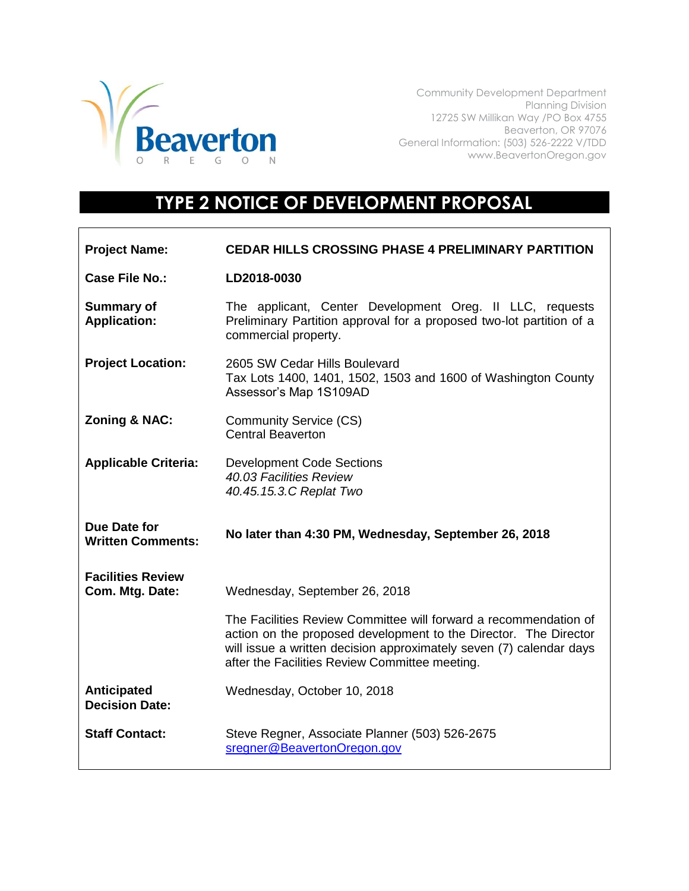Beaverton OREGON

Community Development Department
Planning Division
12725 SW Millikan Way /PO Box 4755
Beaverton, OR 97076
General Information: (503) 526-2222 V/TDD
www.BeavertonOregon.gov

# TYPE 2 NOTICE OF DEVELOPMENT PROPOSAL

| | |
|---|---|
| **Project Name:** | **CEDAR HILLS CROSSING PHASE 4 PRELIMINARY PARTITION** |
| **Case File No.:** | **LD2018-0030** |
| **Summary of Application:** | The applicant, Center Development Oreg. II LLC, requests Preliminary Partition approval for a proposed two-lot partition of a commercial property. |
| **Project Location:** | 2605 SW Cedar Hills Boulevard<br>Tax Lots 1400, 1401, 1502, 1503 and 1600 of Washington County Assessor's Map 1S109AD |
| **Zoning & NAC:** | Community Service (CS)<br>Central Beaverton |
| **Applicable Criteria:** | Development Code Sections<br>*40.03 Facilities Review*<br>*40.45.15.3.C Replat Two* |
| **Due Date for Written Comments:** | **No later than 4:30 PM, Wednesday, September 26, 2018** |
| **Facilities Review Com. Mtg. Date:** | Wednesday, September 26, 2018<br><br>The Facilities Review Committee will forward a recommendation of action on the proposed development to the Director. The Director will issue a written decision approximately seven (7) calendar days after the Facilities Review Committee meeting. |
| **Anticipated Decision Date:** | Wednesday, October 10, 2018 |
| **Staff Contact:** | Steve Regner, Associate Planner (503) 526-2675<br>sregner@BeavertonOregon.gov |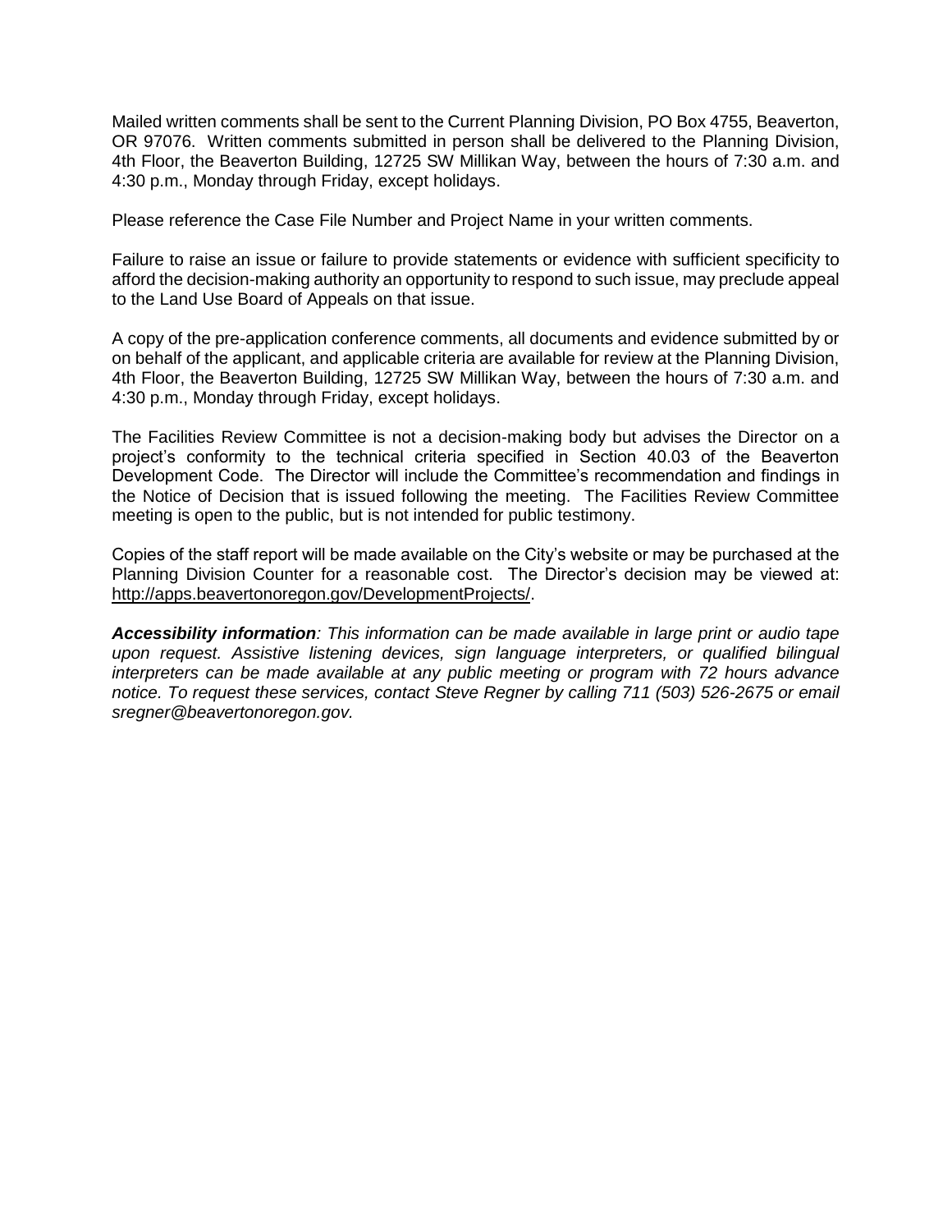Mailed written comments shall be sent to the Current Planning Division, PO Box 4755, Beaverton, OR 97076. Written comments submitted in person shall be delivered to the Planning Division, 4th Floor, the Beaverton Building, 12725 SW Millikan Way, between the hours of 7:30 a.m. and 4:30 p.m., Monday through Friday, except holidays.

Please reference the Case File Number and Project Name in your written comments.

Failure to raise an issue or failure to provide statements or evidence with sufficient specificity to afford the decision-making authority an opportunity to respond to such issue, may preclude appeal to the Land Use Board of Appeals on that issue.

A copy of the pre-application conference comments, all documents and evidence submitted by or on behalf of the applicant, and applicable criteria are available for review at the Planning Division, 4th Floor, the Beaverton Building, 12725 SW Millikan Way, between the hours of 7:30 a.m. and 4:30 p.m., Monday through Friday, except holidays.

The Facilities Review Committee is not a decision-making body but advises the Director on a project's conformity to the technical criteria specified in Section 40.03 of the Beaverton Development Code. The Director will include the Committee's recommendation and findings in the Notice of Decision that is issued following the meeting. The Facilities Review Committee meeting is open to the public, but is not intended for public testimony.

Copies of the staff report will be made available on the City's website or may be purchased at the Planning Division Counter for a reasonable cost. The Director's decision may be viewed at: http://apps.beavertonoregon.gov/DevelopmentProjects/.

***Accessibility information****: This information can be made available in large print or audio tape upon request. Assistive listening devices, sign language interpreters, or qualified bilingual interpreters can be made available at any public meeting or program with 72 hours advance notice. To request these services, contact Steve Regner by calling 711 (503) 526-2675 or email sregner@beavertonoregon.gov.*